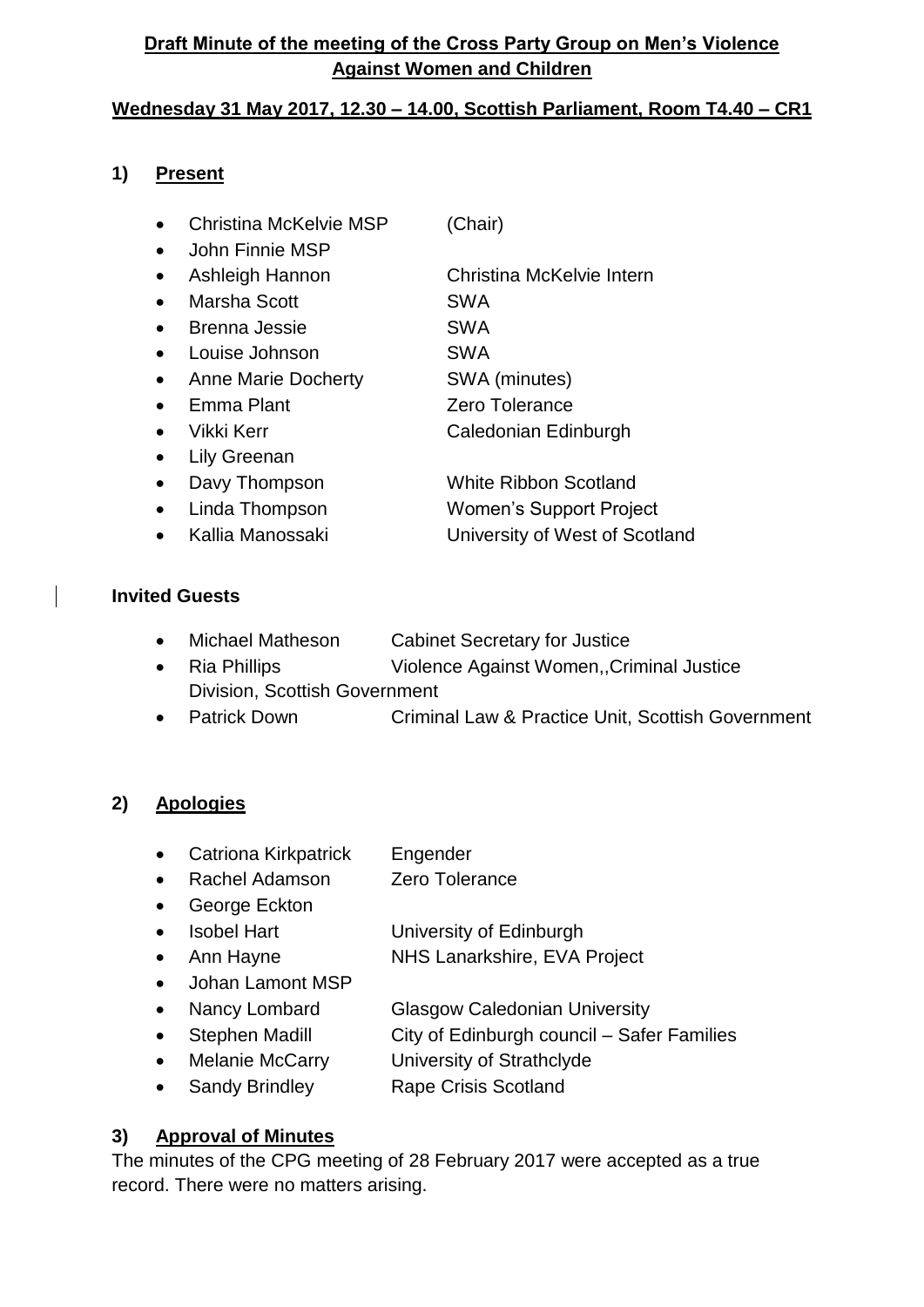**Draft Minute of the meeting of the Cross Party Group on Men's Violence Against Women and Children**

**Wednesday 31 May 2017, 12.30 – 14.00, Scottish Parliament, Room T4.40 – CR1**

## 1) Present

- Christina McKelvie MSP (Chair)
- John Finnie MSP
- Ashleigh Hannon Christina McKelvie Intern
- Marsha Scott SWA
- Brenna Jessie SWA
- Louise Johnson SWA
- Anne Marie Docherty SWA (minutes)
- Emma Plant Zero Tolerance
- Vikki Kerr Caledonian Edinburgh
- Lily Greenan
- Davy Thompson White Ribbon Scotland
- Linda Thompson Women's Support Project
- Kallia Manossaki University of West of Scotland

### Invited Guests

- Michael Matheson Cabinet Secretary for Justice
- Ria Phillips Violence Against Women,,Criminal Justice Division, Scottish Government
- Patrick Down Criminal Law & Practice Unit, Scottish Government

## 2) Apologies

- Catriona Kirkpatrick Engender
- Rachel Adamson Zero Tolerance
- George Eckton
- Isobel Hart University of Edinburgh
- Ann Hayne NHS Lanarkshire, EVA Project
- Johan Lamont MSP
- Nancy Lombard Glasgow Caledonian University
- Stephen Madill City of Edinburgh council – Safer Families
- Melanie McCarry University of Strathclyde
- Sandy Brindley Rape Crisis Scotland

## 3) Approval of Minutes

The minutes of the CPG meeting of 28 February 2017 were accepted as a true record. There were no matters arising.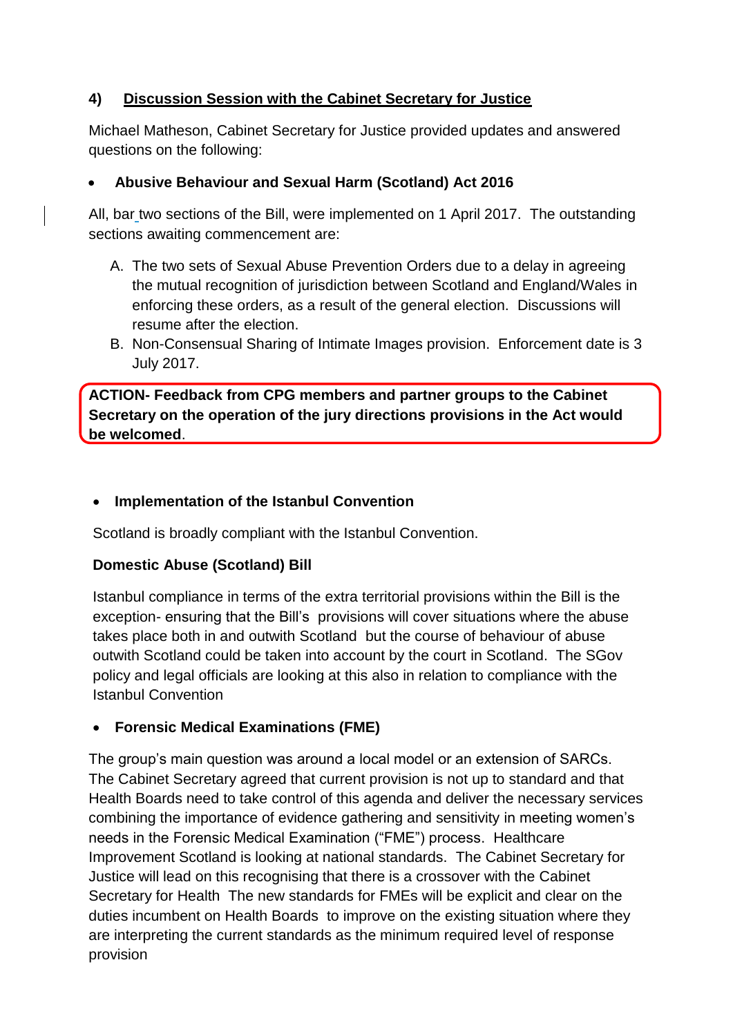## 4) Discussion Session with the Cabinet Secretary for Justice

Michael Matheson, Cabinet Secretary for Justice provided updates and answered questions on the following:

- **Abusive Behaviour and Sexual Harm (Scotland) Act 2016**

All, bar two sections of the Bill, were implemented on 1 April 2017. The outstanding sections awaiting commencement are:

A. The two sets of Sexual Abuse Prevention Orders due to a delay in agreeing the mutual recognition of jurisdiction between Scotland and England/Wales in enforcing these orders, as a result of the general election. Discussions will resume after the election.
B. Non-Consensual Sharing of Intimate Images provision. Enforcement date is 3 July 2017.

**ACTION- Feedback from CPG members and partner groups to the Cabinet Secretary on the operation of the jury directions provisions in the Act would be welcomed**.

- **Implementation of the Istanbul Convention**

Scotland is broadly compliant with the Istanbul Convention.

**Domestic Abuse (Scotland) Bill**

Istanbul compliance in terms of the extra territorial provisions within the Bill is the exception- ensuring that the Bill's provisions will cover situations where the abuse takes place both in and outwith Scotland but the course of behaviour of abuse outwith Scotland could be taken into account by the court in Scotland. The SGov policy and legal officials are looking at this also in relation to compliance with the Istanbul Convention

- **Forensic Medical Examinations (FME)**

The group's main question was around a local model or an extension of SARCs. The Cabinet Secretary agreed that current provision is not up to standard and that Health Boards need to take control of this agenda and deliver the necessary services combining the importance of evidence gathering and sensitivity in meeting women's needs in the Forensic Medical Examination ("FME") process. Healthcare Improvement Scotland is looking at national standards. The Cabinet Secretary for Justice will lead on this recognising that there is a crossover with the Cabinet Secretary for Health The new standards for FMEs will be explicit and clear on the duties incumbent on Health Boards to improve on the existing situation where they are interpreting the current standards as the minimum required level of response provision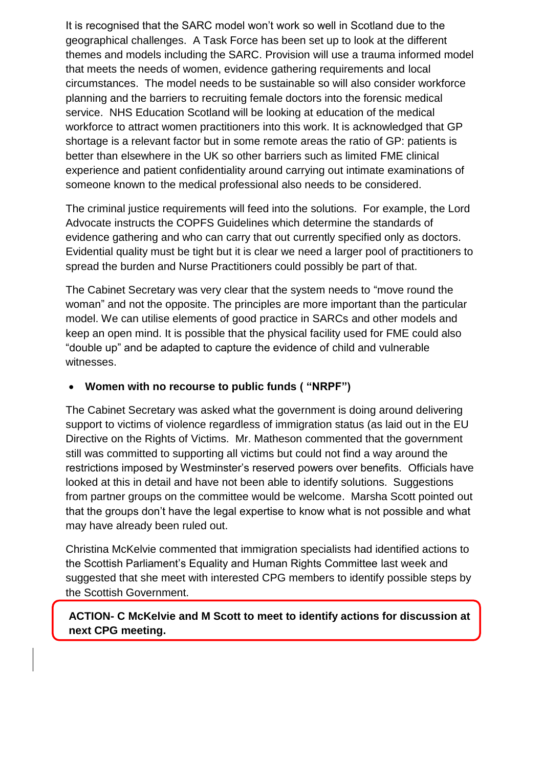It is recognised that the SARC model won't work so well in Scotland due to the geographical challenges. A Task Force has been set up to look at the different themes and models including the SARC. Provision will use a trauma informed model that meets the needs of women, evidence gathering requirements and local circumstances. The model needs to be sustainable so will also consider workforce planning and the barriers to recruiting female doctors into the forensic medical service. NHS Education Scotland will be looking at education of the medical workforce to attract women practitioners into this work. It is acknowledged that GP shortage is a relevant factor but in some remote areas the ratio of GP: patients is better than elsewhere in the UK so other barriers such as limited FME clinical experience and patient confidentiality around carrying out intimate examinations of someone known to the medical professional also needs to be considered.

The criminal justice requirements will feed into the solutions. For example, the Lord Advocate instructs the COPFS Guidelines which determine the standards of evidence gathering and who can carry that out currently specified only as doctors. Evidential quality must be tight but it is clear we need a larger pool of practitioners to spread the burden and Nurse Practitioners could possibly be part of that.

The Cabinet Secretary was very clear that the system needs to "move round the woman" and not the opposite. The principles are more important than the particular model. We can utilise elements of good practice in SARCs and other models and keep an open mind. It is possible that the physical facility used for FME could also "double up" and be adapted to capture the evidence of child and vulnerable witnesses.

- **Women with no recourse to public funds ( "NRPF")**

The Cabinet Secretary was asked what the government is doing around delivering support to victims of violence regardless of immigration status (as laid out in the EU Directive on the Rights of Victims. Mr. Matheson commented that the government still was committed to supporting all victims but could not find a way around the restrictions imposed by Westminster's reserved powers over benefits. Officials have looked at this in detail and have not been able to identify solutions. Suggestions from partner groups on the committee would be welcome. Marsha Scott pointed out that the groups don't have the legal expertise to know what is not possible and what may have already been ruled out.

Christina McKelvie commented that immigration specialists had identified actions to the Scottish Parliament's Equality and Human Rights Committee last week and suggested that she meet with interested CPG members to identify possible steps by the Scottish Government.

**ACTION- C McKelvie and M Scott to meet to identify actions for discussion at next CPG meeting.**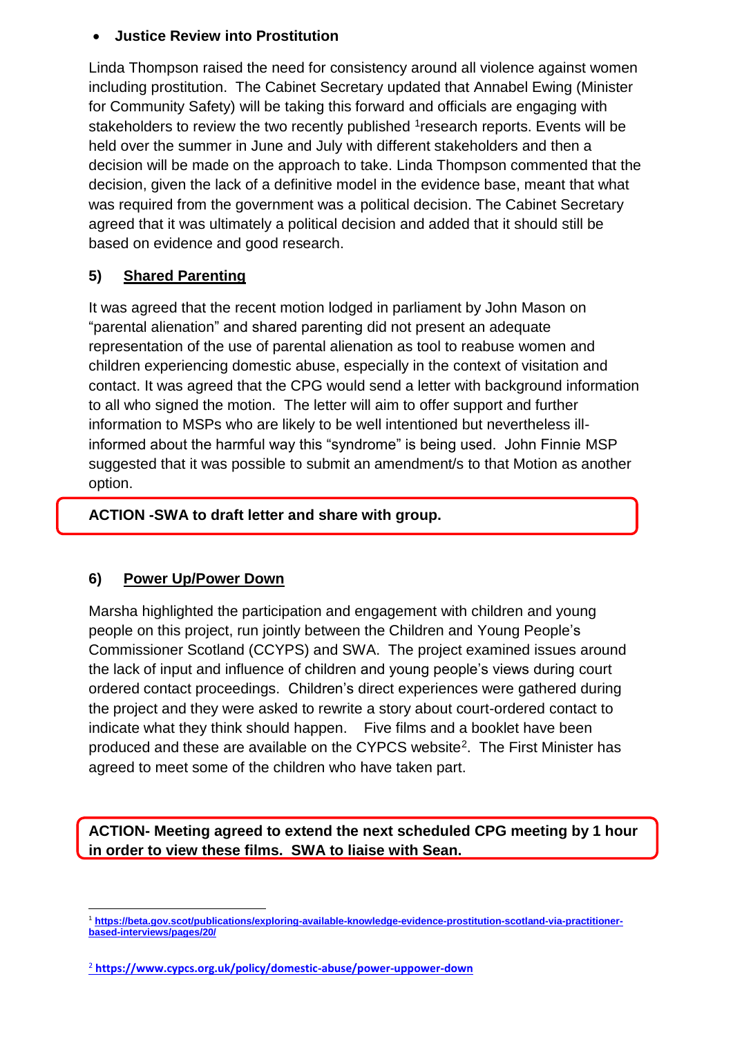- **Justice Review into Prostitution**

Linda Thompson raised the need for consistency around all violence against women including prostitution. The Cabinet Secretary updated that Annabel Ewing (Minister for Community Safety) will be taking this forward and officials are engaging with stakeholders to review the two recently published [1]research reports. Events will be held over the summer in June and July with different stakeholders and then a decision will be made on the approach to take. Linda Thompson commented that the decision, given the lack of a definitive model in the evidence base, meant that what was required from the government was a political decision. The Cabinet Secretary agreed that it was ultimately a political decision and added that it should still be based on evidence and good research.

## 5) Shared Parenting

It was agreed that the recent motion lodged in parliament by John Mason on "parental alienation" and shared parenting did not present an adequate representation of the use of parental alienation as tool to reabuse women and children experiencing domestic abuse, especially in the context of visitation and contact. It was agreed that the CPG would send a letter with background information to all who signed the motion. The letter will aim to offer support and further information to MSPs who are likely to be well intentioned but nevertheless ill-informed about the harmful way this "syndrome" is being used. John Finnie MSP suggested that it was possible to submit an amendment/s to that Motion as another option.

**ACTION -SWA to draft letter and share with group.**

## 6) Power Up/Power Down

Marsha highlighted the participation and engagement with children and young people on this project, run jointly between the Children and Young People's Commissioner Scotland (CCYPS) and SWA. The project examined issues around the lack of input and influence of children and young people's views during court ordered contact proceedings. Children's direct experiences were gathered during the project and they were asked to rewrite a story about court-ordered contact to indicate what they think should happen. Five films and a booklet have been produced and these are available on the CYPCS website[2]. The First Minister has agreed to meet some of the children who have taken part.

**ACTION- Meeting agreed to extend the next scheduled CPG meeting by 1 hour in order to view these films. SWA to liaise with Sean.**

---

[1] https://beta.gov.scot/publications/exploring-available-knowledge-evidence-prostitution-scotland-via-practitioner-based-interviews/pages/20/

[2] https://www.cypcs.org.uk/policy/domestic-abuse/power-uppower-down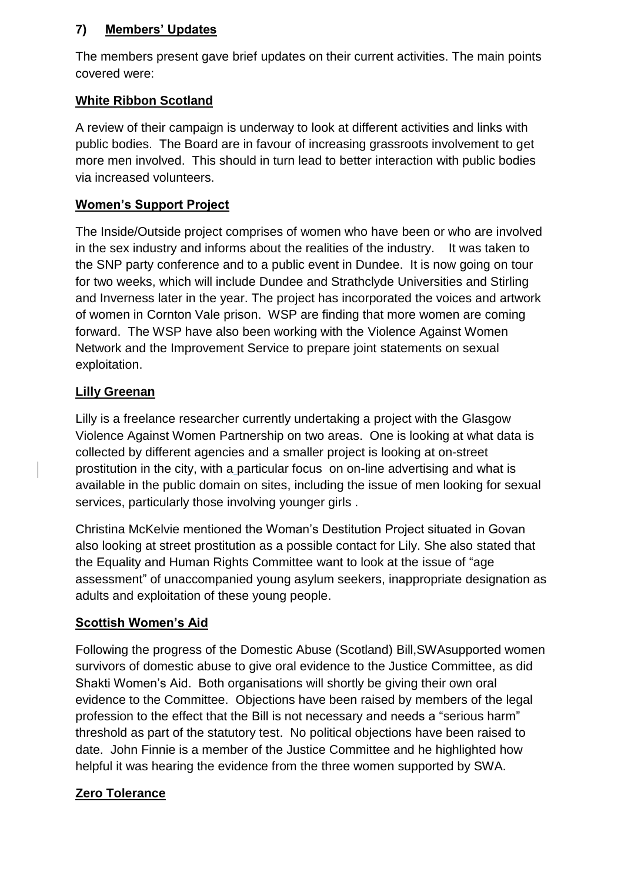## 7) Members' Updates

The members present gave brief updates on their current activities. The main points covered were:

**White Ribbon Scotland**

A review of their campaign is underway to look at different activities and links with public bodies. The Board are in favour of increasing grassroots involvement to get more men involved. This should in turn lead to better interaction with public bodies via increased volunteers.

**Women's Support Project**

The Inside/Outside project comprises of women who have been or who are involved in the sex industry and informs about the realities of the industry. It was taken to the SNP party conference and to a public event in Dundee. It is now going on tour for two weeks, which will include Dundee and Strathclyde Universities and Stirling and Inverness later in the year. The project has incorporated the voices and artwork of women in Cornton Vale prison. WSP are finding that more women are coming forward. The WSP have also been working with the Violence Against Women Network and the Improvement Service to prepare joint statements on sexual exploitation.

**Lilly Greenan**

Lilly is a freelance researcher currently undertaking a project with the Glasgow Violence Against Women Partnership on two areas. One is looking at what data is collected by different agencies and a smaller project is looking at on-street prostitution in the city, with a particular focus on on-line advertising and what is available in the public domain on sites, including the issue of men looking for sexual services, particularly those involving younger girls .

Christina McKelvie mentioned the Woman's Destitution Project situated in Govan also looking at street prostitution as a possible contact for Lily. She also stated that the Equality and Human Rights Committee want to look at the issue of "age assessment" of unaccompanied young asylum seekers, inappropriate designation as adults and exploitation of these young people.

**Scottish Women's Aid**

Following the progress of the Domestic Abuse (Scotland) Bill,SWAsupported women survivors of domestic abuse to give oral evidence to the Justice Committee, as did Shakti Women's Aid. Both organisations will shortly be giving their own oral evidence to the Committee. Objections have been raised by members of the legal profession to the effect that the Bill is not necessary and needs a "serious harm" threshold as part of the statutory test. No political objections have been raised to date. John Finnie is a member of the Justice Committee and he highlighted how helpful it was hearing the evidence from the three women supported by SWA.

**Zero Tolerance**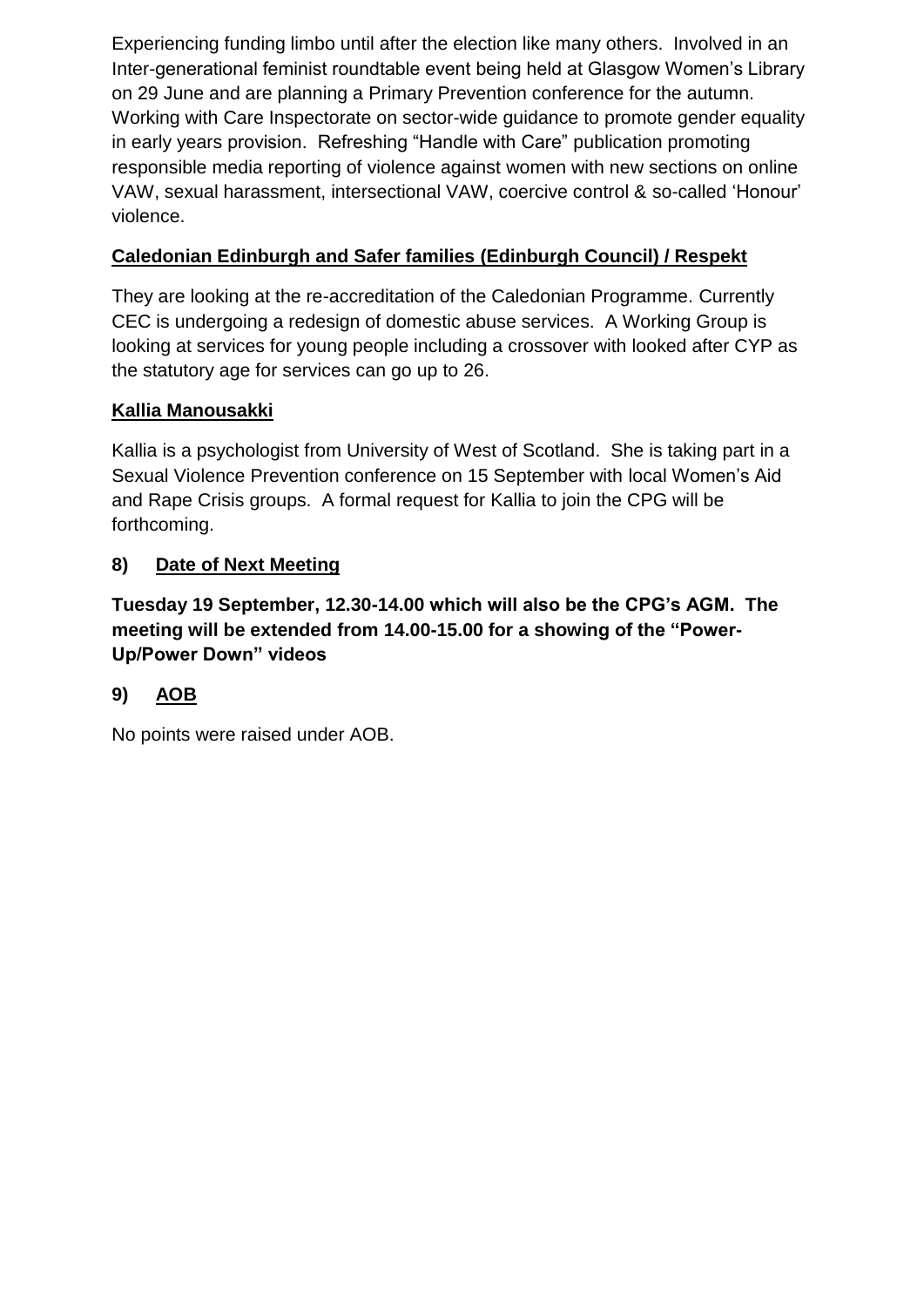Experiencing funding limbo until after the election like many others. Involved in an Inter-generational feminist roundtable event being held at Glasgow Women's Library on 29 June and are planning a Primary Prevention conference for the autumn. Working with Care Inspectorate on sector-wide guidance to promote gender equality in early years provision. Refreshing "Handle with Care" publication promoting responsible media reporting of violence against women with new sections on online VAW, sexual harassment, intersectional VAW, coercive control & so-called 'Honour' violence.

**Caledonian Edinburgh and Safer families (Edinburgh Council) / Respekt**

They are looking at the re-accreditation of the Caledonian Programme. Currently CEC is undergoing a redesign of domestic abuse services. A Working Group is looking at services for young people including a crossover with looked after CYP as the statutory age for services can go up to 26.

**Kallia Manousakki**

Kallia is a psychologist from University of West of Scotland. She is taking part in a Sexual Violence Prevention conference on 15 September with local Women's Aid and Rape Crisis groups. A formal request for Kallia to join the CPG will be forthcoming.

## 8) Date of Next Meeting

**Tuesday 19 September, 12.30-14.00 which will also be the CPG's AGM. The meeting will be extended from 14.00-15.00 for a showing of the "Power-Up/Power Down" videos**

## 9) AOB

No points were raised under AOB.